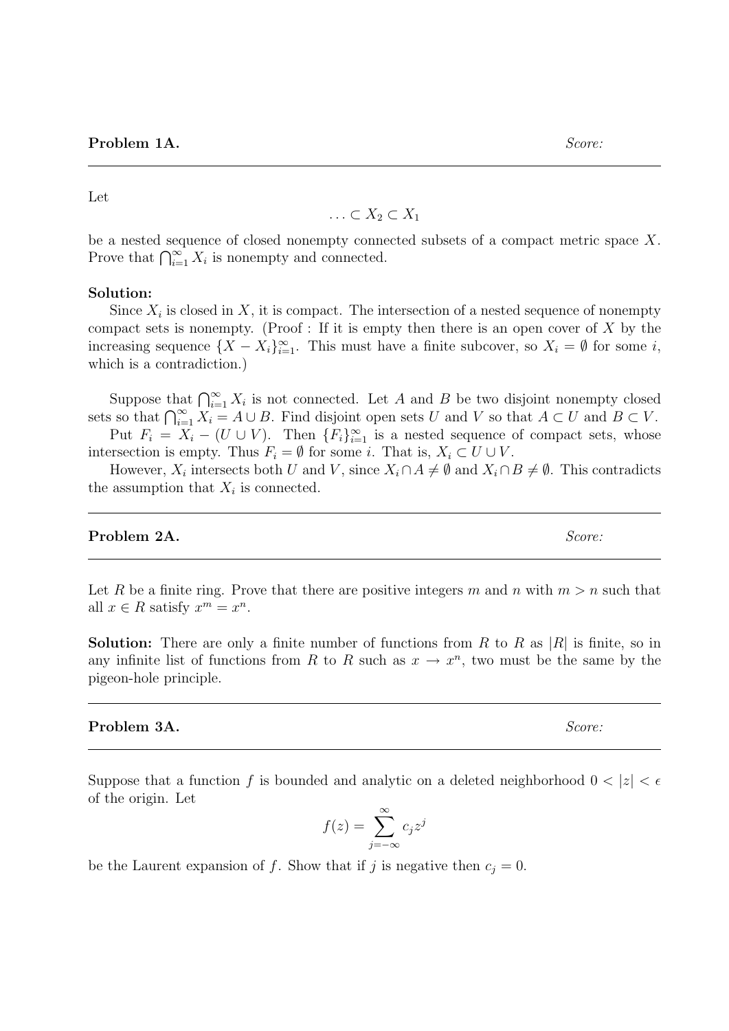**Problem 1A.** *Score:*

---

Let

$$\ldots \subset X_2 \subset X_1$$

be a nested sequence of closed nonempty connected subsets of a compact metric space $X$. Prove that $\bigcap_{i=1}^{\infty} X_i$ is nonempty and connected.

**Solution:**

Since $X_i$ is closed in $X$, it is compact. The intersection of a nested sequence of nonempty compact sets is nonempty. (Proof : If it is empty then there is an open cover of $X$ by the increasing sequence $\{X - X_i\}_{i=1}^{\infty}$. This must have a finite subcover, so $X_i = \emptyset$ for some $i$, which is a contradiction.)

Suppose that $\bigcap_{i=1}^{\infty} X_i$ is not connected. Let $A$ and $B$ be two disjoint nonempty closed sets so that $\bigcap_{i=1}^{\infty} X_i = A \cup B$. Find disjoint open sets $U$ and $V$ so that $A \subset U$ and $B \subset V$.

Put $F_i = X_i - (U \cup V)$. Then $\{F_i\}_{i=1}^{\infty}$ is a nested sequence of compact sets, whose intersection is empty. Thus $F_i = \emptyset$ for some $i$. That is, $X_i \subset U \cup V$.

However, $X_i$ intersects both $U$ and $V$, since $X_i \cap A \neq \emptyset$ and $X_i \cap B \neq \emptyset$. This contradicts the assumption that $X_i$ is connected.

---

**Problem 2A.** *Score:*

---

Let $R$ be a finite ring. Prove that there are positive integers $m$ and $n$ with $m > n$ such that all $x \in R$ satisfy $x^m = x^n$.

**Solution:** There are only a finite number of functions from $R$ to $R$ as $|R|$ is finite, so in any infinite list of functions from $R$ to $R$ such as $x \to x^n$, two must be the same by the pigeon-hole principle.

---

**Problem 3A.** *Score:*

---

Suppose that a function $f$ is bounded and analytic on a deleted neighborhood $0 < |z| < \epsilon$ of the origin. Let

$$f(z) = \sum_{j=-\infty}^{\infty} c_j z^j$$

be the Laurent expansion of $f$. Show that if $j$ is negative then $c_j = 0$.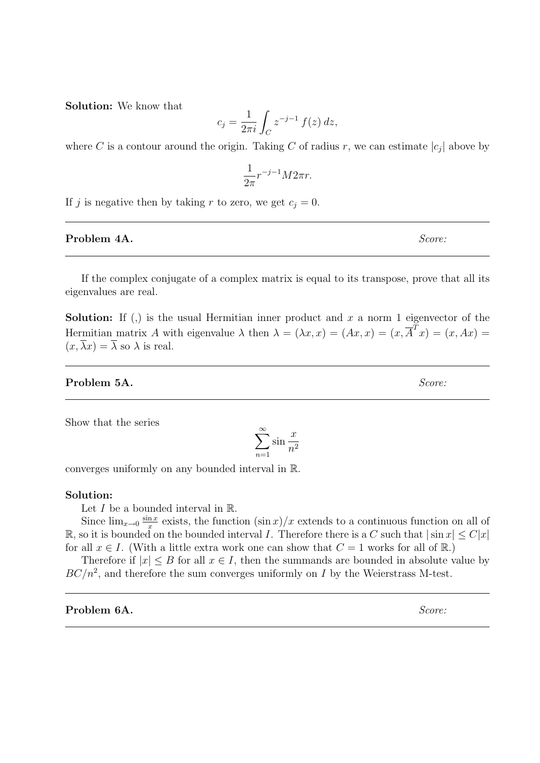**Solution:** We know that

$$c_j = \frac{1}{2\pi i} \int_C z^{-j-1} \, f(z) \, dz,$$

where $C$ is a contour around the origin. Taking $C$ of radius $r$, we can estimate $|c_j|$ above by

$$\frac{1}{2\pi} r^{-j-1} M 2\pi r.$$

If $j$ is negative then by taking $r$ to zero, we get $c_j = 0$.

---

**Problem 4A.** *Score:*

---

If the complex conjugate of a complex matrix is equal to its transpose, prove that all its eigenvalues are real.

**Solution:** If (,) is the usual Hermitian inner product and $x$ a norm 1 eigenvector of the Hermitian matrix $A$ with eigenvalue $\lambda$ then $\lambda = (\lambda x, x) = (Ax, x) = (x, \overline{A}^T x) = (x, Ax) = (x, \overline{\lambda} x) = \overline{\lambda}$ so $\lambda$ is real.

---

**Problem 5A.** *Score:*

---

Show that the series

$$\sum_{n=1}^{\infty} \sin \frac{x}{n^2}$$

converges uniformly on any bounded interval in $\mathbb{R}$.

**Solution:**

Let $I$ be a bounded interval in $\mathbb{R}$.

Since $\lim_{x \to 0} \frac{\sin x}{x}$ exists, the function $(\sin x)/x$ extends to a continuous function on all of $\mathbb{R}$, so it is bounded on the bounded interval $I$. Therefore there is a $C$ such that $|\sin x| \leq C|x|$ for all $x \in I$. (With a little extra work one can show that $C = 1$ works for all of $\mathbb{R}$.)

Therefore if $|x| \leq B$ for all $x \in I$, then the summands are bounded in absolute value by $BC/n^2$, and therefore the sum converges uniformly on $I$ by the Weierstrass M-test.

---

**Problem 6A.** *Score:*

---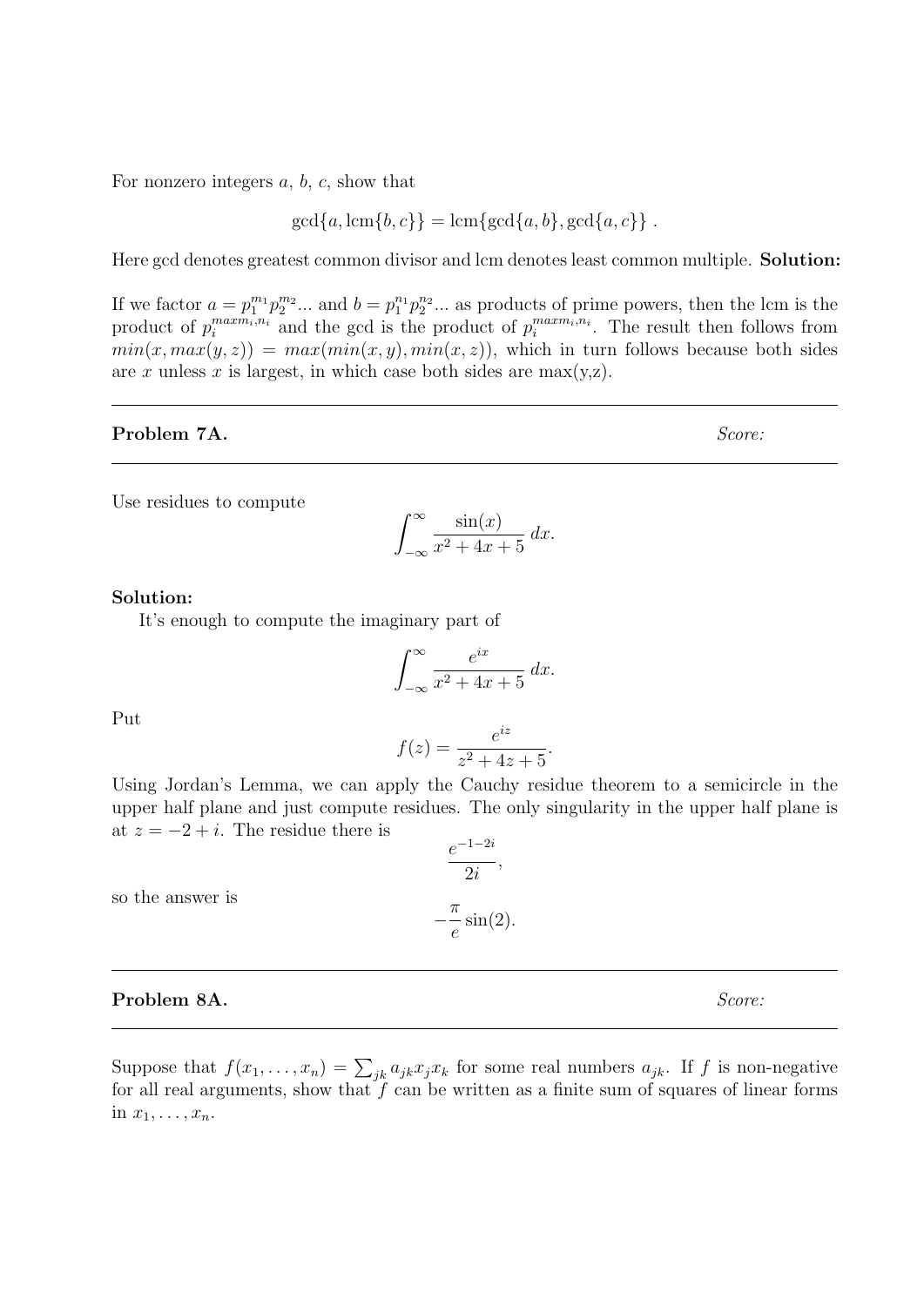For nonzero integers $a$, $b$, $c$, show that

$$\gcd\{a, \operatorname{lcm}\{b, c\}\} = \operatorname{lcm}\{\gcd\{a, b\}, \gcd\{a, c\}\} .$$

Here gcd denotes greatest common divisor and lcm denotes least common multiple. **Solution:**

If we factor $a = p_1^{m_1} p_2^{m_2}...$ and $b = p_1^{n_1} p_2^{n_2}...$ as products of prime powers, then the lcm is the product of $p_i^{maxm_i,n_i}$ and the gcd is the product of $p_i^{maxm_i,n_i}$. The result then follows from $min(x, max(y, z)) = max(min(x, y), min(x, z))$, which in turn follows because both sides are $x$ unless $x$ is largest, in which case both sides are max(y,z).

---

**Problem 7A.** *Score:*

---

Use residues to compute

$$\int_{-\infty}^{\infty} \frac{\sin(x)}{x^2 + 4x + 5}\, dx.$$

**Solution:**

It's enough to compute the imaginary part of

$$\int_{-\infty}^{\infty} \frac{e^{ix}}{x^2 + 4x + 5}\, dx.$$

Put

$$f(z) = \frac{e^{iz}}{z^2 + 4z + 5}.$$

Using Jordan's Lemma, we can apply the Cauchy residue theorem to a semicircle in the upper half plane and just compute residues. The only singularity in the upper half plane is at $z = -2 + i$. The residue there is

$$\frac{e^{-1-2i}}{2i},$$

so the answer is

$$-\frac{\pi}{e}\sin(2).$$

---

**Problem 8A.** *Score:*

---

Suppose that $f(x_1, \ldots, x_n) = \sum_{jk} a_{jk} x_j x_k$ for some real numbers $a_{jk}$. If $f$ is non-negative for all real arguments, show that $f$ can be written as a finite sum of squares of linear forms in $x_1, \ldots, x_n$.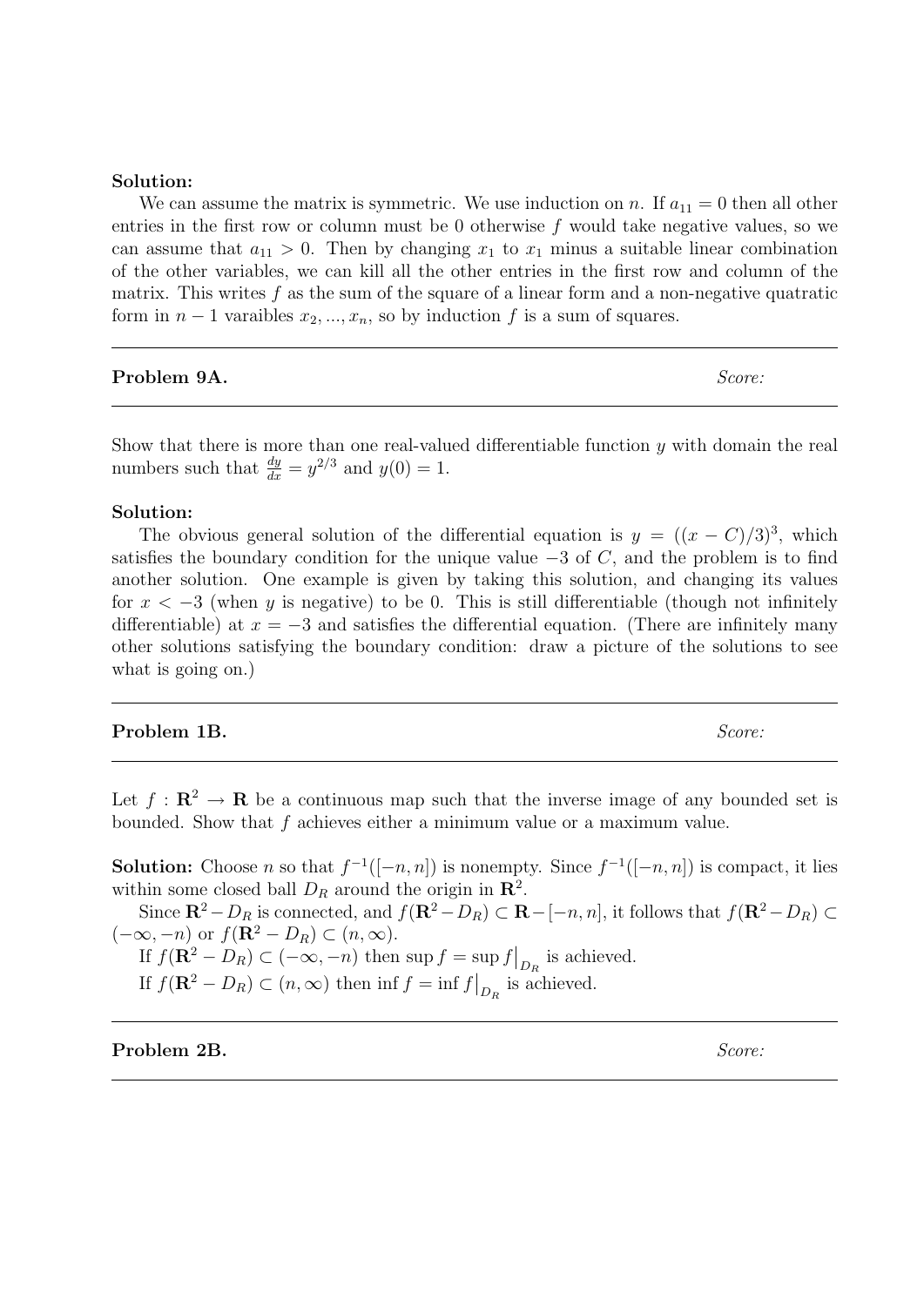**Solution:**

We can assume the matrix is symmetric. We use induction on $n$. If $a_{11} = 0$ then all other entries in the first row or column must be 0 otherwise $f$ would take negative values, so we can assume that $a_{11} > 0$. Then by changing $x_1$ to $x_1$ minus a suitable linear combination of the other variables, we can kill all the other entries in the first row and column of the matrix. This writes $f$ as the sum of the square of a linear form and a non-negative quatratic form in $n-1$ varaibles $x_2, ..., x_n$, so by induction $f$ is a sum of squares.

---

**Problem 9A.** *Score:*

---

Show that there is more than one real-valued differentiable function $y$ with domain the real numbers such that $\frac{dy}{dx} = y^{2/3}$ and $y(0) = 1$.

**Solution:**

The obvious general solution of the differential equation is $y = ((x-C)/3)^3$, which satisfies the boundary condition for the unique value $-3$ of $C$, and the problem is to find another solution. One example is given by taking this solution, and changing its values for $x < -3$ (when $y$ is negative) to be 0. This is still differentiable (though not infinitely differentiable) at $x = -3$ and satisfies the differential equation. (There are infinitely many other solutions satisfying the boundary condition: draw a picture of the solutions to see what is going on.)

---

**Problem 1B.** *Score:*

---

Let $f : \mathbf{R}^2 \to \mathbf{R}$ be a continuous map such that the inverse image of any bounded set is bounded. Show that $f$ achieves either a minimum value or a maximum value.

**Solution:** Choose $n$ so that $f^{-1}([-n, n])$ is nonempty. Since $f^{-1}([-n, n])$ is compact, it lies within some closed ball $D_R$ around the origin in $\mathbf{R}^2$.

Since $\mathbf{R}^2 - D_R$ is connected, and $f(\mathbf{R}^2 - D_R) \subset \mathbf{R} - [-n, n]$, it follows that $f(\mathbf{R}^2 - D_R) \subset (-\infty, -n)$ or $f(\mathbf{R}^2 - D_R) \subset (n, \infty)$.

If $f(\mathbf{R}^2 - D_R) \subset (-\infty, -n)$ then $\sup f = \sup f\big|_{D_R}$ is achieved.

If $f(\mathbf{R}^2 - D_R) \subset (n, \infty)$ then $\inf f = \inf f\big|_{D_R}$ is achieved.

---

**Problem 2B.** *Score:*

---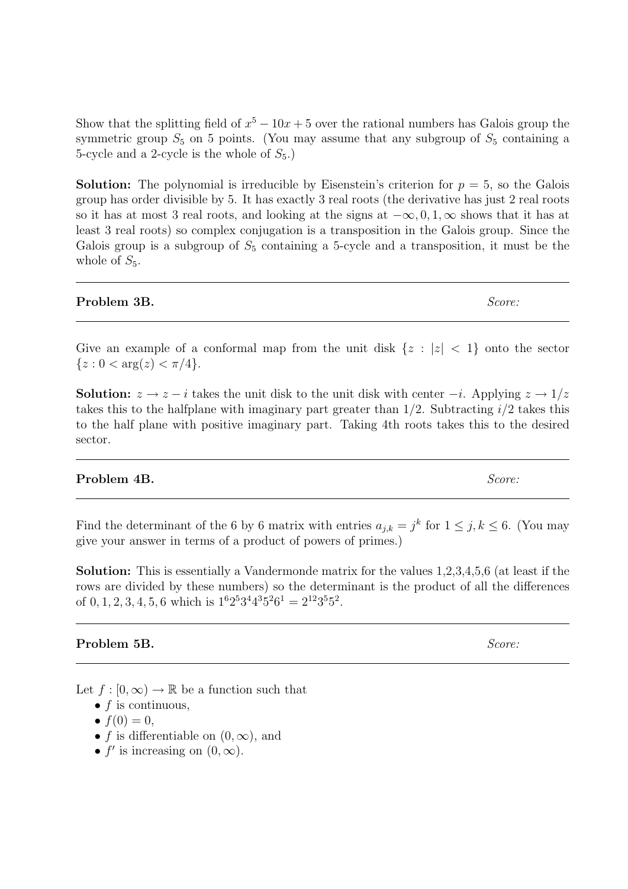Show that the splitting field of $x^5 - 10x + 5$ over the rational numbers has Galois group the symmetric group $S_5$ on 5 points. (You may assume that any subgroup of $S_5$ containing a 5-cycle and a 2-cycle is the whole of $S_5$.)

**Solution:** The polynomial is irreducible by Eisenstein's criterion for $p = 5$, so the Galois group has order divisible by 5. It has exactly 3 real roots (the derivative has just 2 real roots so it has at most 3 real roots, and looking at the signs at $-\infty, 0, 1, \infty$ shows that it has at least 3 real roots) so complex conjugation is a transposition in the Galois group. Since the Galois group is a subgroup of $S_5$ containing a 5-cycle and a transposition, it must be the whole of $S_5$.

---

**Problem 3B.** *Score:*

---

Give an example of a conformal map from the unit disk $\{z : |z| < 1\}$ onto the sector $\{z : 0 < \arg(z) < \pi/4\}$.

**Solution:** $z \to z - i$ takes the unit disk to the unit disk with center $-i$. Applying $z \to 1/z$ takes this to the halfplane with imaginary part greater than $1/2$. Subtracting $i/2$ takes this to the half plane with positive imaginary part. Taking 4th roots takes this to the desired sector.

---

**Problem 4B.** *Score:*

---

Find the determinant of the 6 by 6 matrix with entries $a_{j,k} = j^k$ for $1 \leq j, k \leq 6$. (You may give your answer in terms of a product of powers of primes.)

**Solution:** This is essentially a Vandermonde matrix for the values 1,2,3,4,5,6 (at least if the rows are divided by these numbers) so the determinant is the product of all the differences of $0, 1, 2, 3, 4, 5, 6$ which is $1^6 2^5 3^4 4^3 5^2 6^1 = 2^{12} 3^5 5^2$.

---

**Problem 5B.** *Score:*

---

Let $f : [0, \infty) \to \mathbb{R}$ be a function such that

- $f$ is continuous,
- $f(0) = 0$,
- $f$ is differentiable on $(0, \infty)$, and
- $f'$ is increasing on $(0, \infty)$.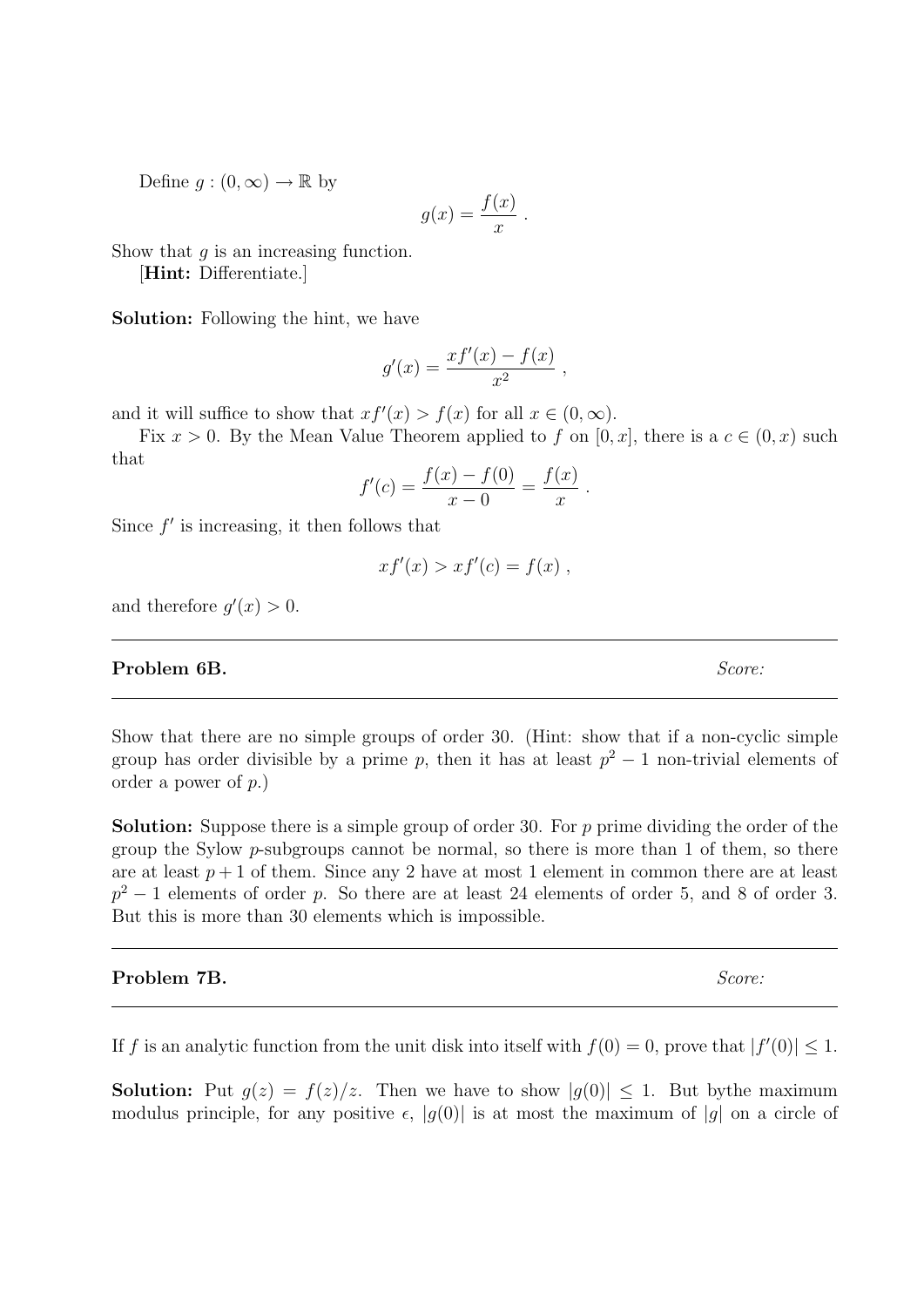Define $g : (0, \infty) \to \mathbb{R}$ by

$$g(x) = \frac{f(x)}{x} .$$

Show that $g$ is an increasing function.

[**Hint:** Differentiate.]

**Solution:** Following the hint, we have

$$g'(x) = \frac{xf'(x) - f(x)}{x^2} ,$$

and it will suffice to show that $xf'(x) > f(x)$ for all $x \in (0, \infty)$.

Fix $x > 0$. By the Mean Value Theorem applied to $f$ on $[0, x]$, there is a $c \in (0, x)$ such that

$$f'(c) = \frac{f(x) - f(0)}{x - 0} = \frac{f(x)}{x} .$$

Since $f'$ is increasing, it then follows that

$$xf'(x) > xf'(c) = f(x) ,$$

and therefore $g'(x) > 0$.

---

**Problem 6B.** *Score:*

---

Show that there are no simple groups of order 30. (Hint: show that if a non-cyclic simple group has order divisible by a prime $p$, then it has at least $p^2 - 1$ non-trivial elements of order a power of $p$.)

**Solution:** Suppose there is a simple group of order 30. For $p$ prime dividing the order of the group the Sylow $p$-subgroups cannot be normal, so there is more than 1 of them, so there are at least $p + 1$ of them. Since any 2 have at most 1 element in common there are at least $p^2 - 1$ elements of order $p$. So there are at least 24 elements of order 5, and 8 of order 3. But this is more than 30 elements which is impossible.

---

**Problem 7B.** *Score:*

---

If $f$ is an analytic function from the unit disk into itself with $f(0) = 0$, prove that $|f'(0)| \leq 1$.

**Solution:** Put $g(z) = f(z)/z$. Then we have to show $|g(0)| \leq 1$. But bythe maximum modulus principle, for any positive $\epsilon$, $|g(0)|$ is at most the maximum of $|g|$ on a circle of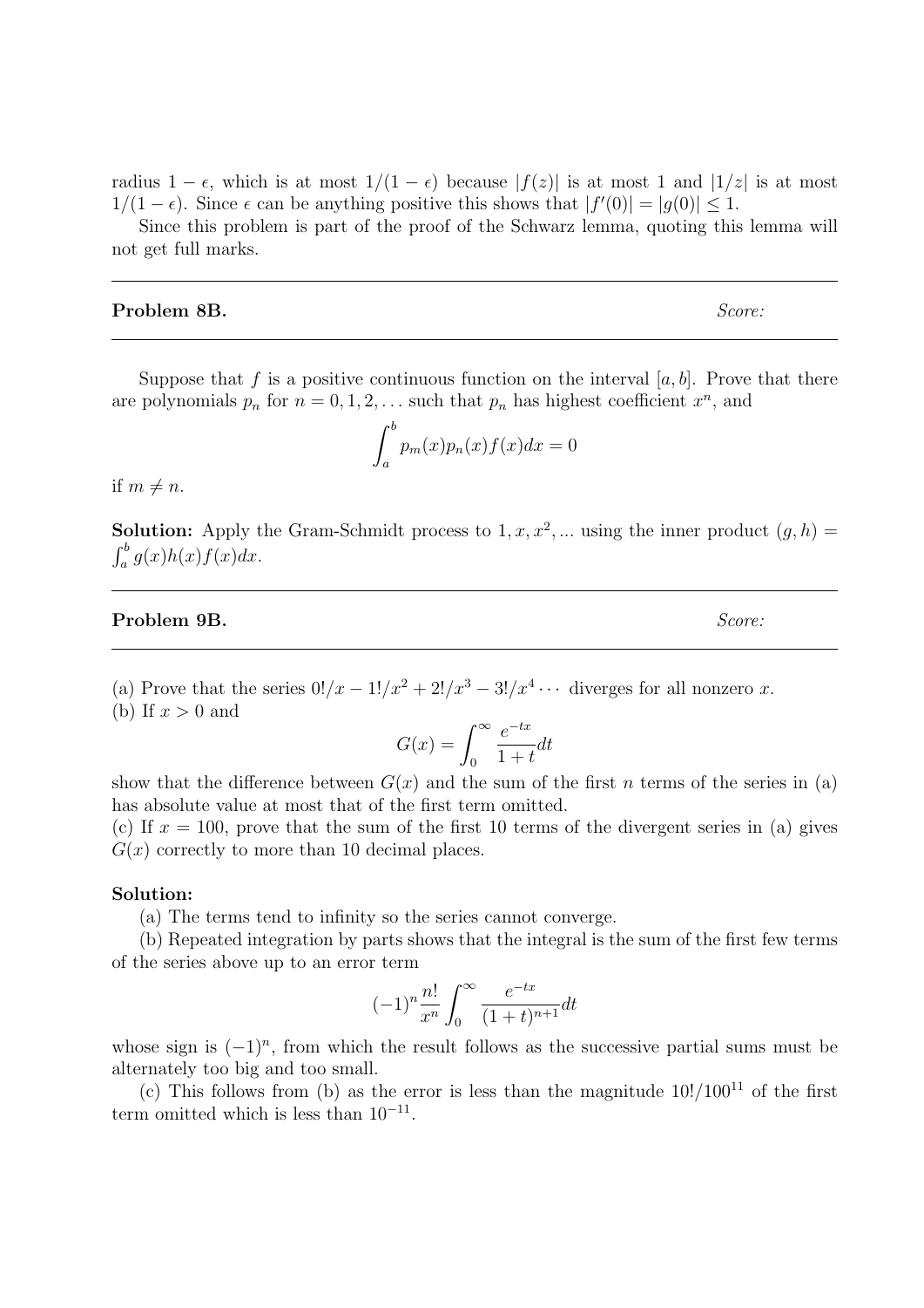radius $1 - \epsilon$, which is at most $1/(1-\epsilon)$ because $|f(z)|$ is at most 1 and $|1/z|$ is at most $1/(1-\epsilon)$. Since $\epsilon$ can be anything positive this shows that $|f'(0)| = |g(0)| \leq 1$.

Since this problem is part of the proof of the Schwarz lemma, quoting this lemma will not get full marks.

---

**Problem 8B.** *Score:*

---

Suppose that $f$ is a positive continuous function on the interval $[a, b]$. Prove that there are polynomials $p_n$ for $n = 0, 1, 2, \ldots$ such that $p_n$ has highest coefficient $x^n$, and

$$\int_a^b p_m(x)p_n(x)f(x)dx = 0$$

if $m \neq n$.

**Solution:** Apply the Gram-Schmidt process to $1, x, x^2, ...$ using the inner product $(g, h) = \int_a^b g(x)h(x)f(x)dx$.

---

**Problem 9B.** *Score:*

---

(a) Prove that the series $0!/x - 1!/x^2 + 2!/x^3 - 3!/x^4 \cdots$ diverges for all nonzero $x$.

(b) If $x > 0$ and

$$G(x) = \int_0^\infty \frac{e^{-tx}}{1+t}dt$$

show that the difference between $G(x)$ and the sum of the first $n$ terms of the series in (a) has absolute value at most that of the first term omitted.

(c) If $x = 100$, prove that the sum of the first 10 terms of the divergent series in (a) gives $G(x)$ correctly to more than 10 decimal places.

**Solution:**

(a) The terms tend to infinity so the series cannot converge.

(b) Repeated integration by parts shows that the integral is the sum of the first few terms of the series above up to an error term

$$(-1)^n \frac{n!}{x^n} \int_0^\infty \frac{e^{-tx}}{(1+t)^{n+1}}dt$$

whose sign is $(-1)^n$, from which the result follows as the successive partial sums must be alternately too big and too small.

(c) This follows from (b) as the error is less than the magnitude $10!/100^{11}$ of the first term omitted which is less than $10^{-11}$.